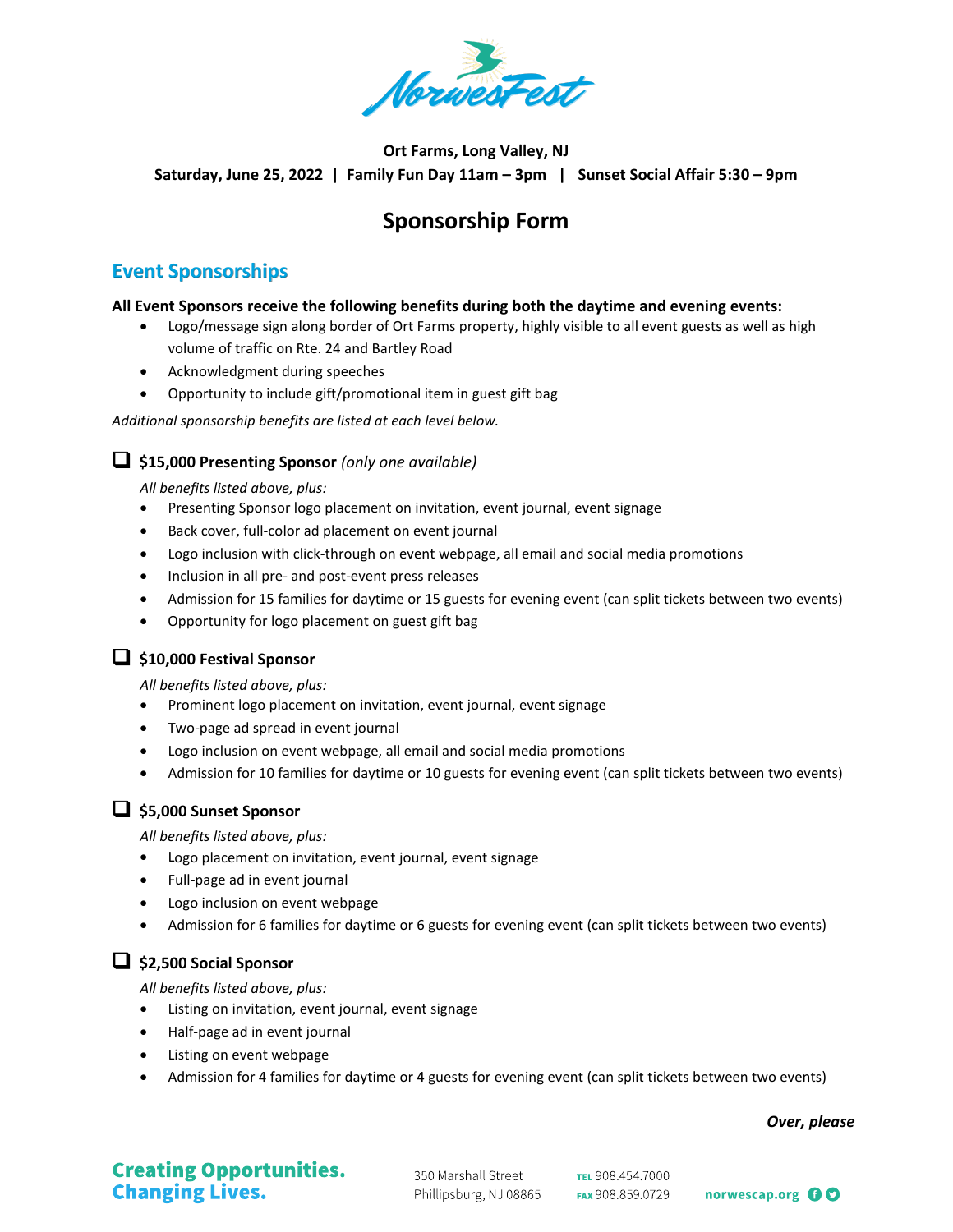# NorwesFest

**Ort Farms, Long Valley, NJ**

**Saturday, June 25, 2022 | Family Fun Day 11am – 3pm | Sunset Social Affair 5:30 – 9pm**

## Sponsorship Form

### Event Sponsorships

**All Event Sponsors receive the following benefits during both the daytime and evening events:**

- Logo/message sign along border of Ort Farms property, highly visible to all event guests as well as high volume of traffic on Rte. 24 and Bartley Road
- Acknowledgment during speeches
- Opportunity to include gift/promotional item in guest gift bag

*Additional sponsorship benefits are listed at each level below.*

☐ **$15,000 Presenting Sponsor** *(only one available)*

*All benefits listed above, plus:*

- Presenting Sponsor logo placement on invitation, event journal, event signage
- Back cover, full-color ad placement on event journal
- Logo inclusion with click-through on event webpage, all email and social media promotions
- Inclusion in all pre- and post-event press releases
- Admission for 15 families for daytime or 15 guests for evening event (can split tickets between two events)
- Opportunity for logo placement on guest gift bag

☐ **$10,000 Festival Sponsor**

*All benefits listed above, plus:*

- Prominent logo placement on invitation, event journal, event signage
- Two-page ad spread in event journal
- Logo inclusion on event webpage, all email and social media promotions
- Admission for 10 families for daytime or 10 guests for evening event (can split tickets between two events)

☐ **$5,000 Sunset Sponsor**

*All benefits listed above, plus:*

- Logo placement on invitation, event journal, event signage
- Full-page ad in event journal
- Logo inclusion on event webpage
- Admission for 6 families for daytime or 6 guests for evening event (can split tickets between two events)

☐ **$2,500 Social Sponsor**

*All benefits listed above, plus:*

- Listing on invitation, event journal, event signage
- Half-page ad in event journal
- Listing on event webpage
- Admission for 4 families for daytime or 4 guests for evening event (can split tickets between two events)

***Over, please***

**Creating Opportunities. Changing Lives.**

350 Marshall Street
Phillipsburg, NJ 08865

TEL 908.454.7000
FAX 908.859.0729

norwescap.org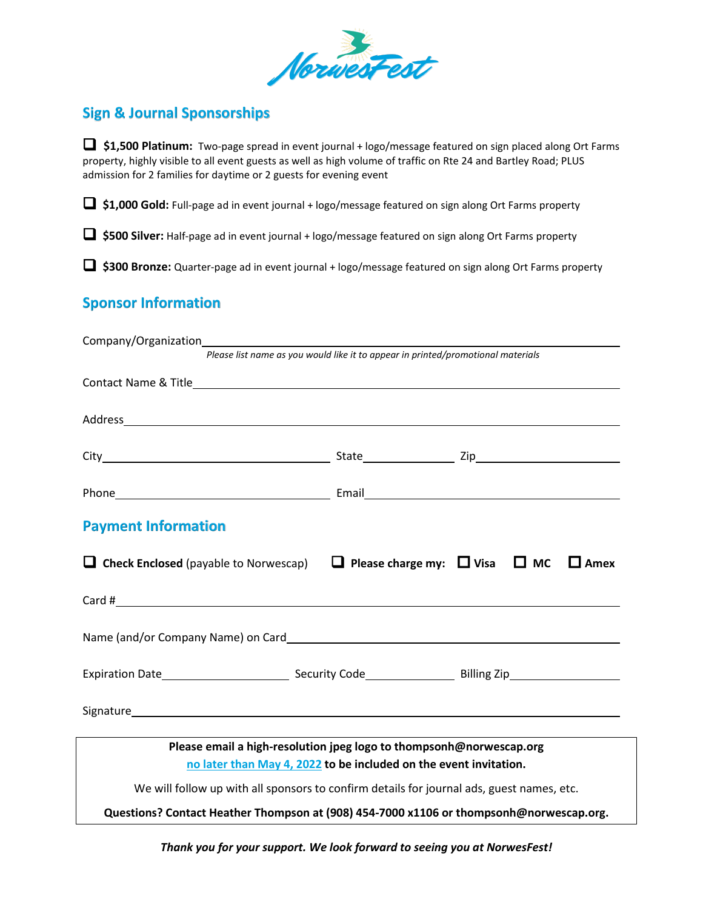NorwesFest

## Sign & Journal Sponsorships

☐ **$1,500 Platinum:** Two-page spread in event journal + logo/message featured on sign placed along Ort Farms property, highly visible to all event guests as well as high volume of traffic on Rte 24 and Bartley Road; PLUS admission for 2 families for daytime or 2 guests for evening event

☐ **$1,000 Gold:** Full-page ad in event journal + logo/message featured on sign along Ort Farms property

☐ **$500 Silver:** Half-page ad in event journal + logo/message featured on sign along Ort Farms property

☐ **$300 Bronze:** Quarter-page ad in event journal + logo/message featured on sign along Ort Farms property

## Sponsor Information

Company/Organization\_\_\_\_\_\_\_\_\_\_\_\_\_\_\_\_\_\_\_\_\_\_\_\_\_\_\_\_\_\_\_\_\_\_\_\_\_\_\_\_

*Please list name as you would like it to appear in printed/promotional materials*

Contact Name & Title\_\_\_\_\_\_\_\_\_\_\_\_\_\_\_\_\_\_\_\_\_\_\_\_\_\_\_\_\_\_\_\_\_\_\_\_\_\_\_\_

Address\_\_\_\_\_\_\_\_\_\_\_\_\_\_\_\_\_\_\_\_\_\_\_\_\_\_\_\_\_\_\_\_\_\_\_\_\_\_\_\_

City\_\_\_\_\_\_\_\_\_\_\_\_\_\_\_\_\_\_\_\_ State\_\_\_\_\_\_\_\_\_\_ Zip\_\_\_\_\_\_\_\_\_\_\_\_

Phone\_\_\_\_\_\_\_\_\_\_\_\_\_\_\_\_\_\_\_\_ Email\_\_\_\_\_\_\_\_\_\_\_\_\_\_\_\_\_\_\_\_

## Payment Information

☐ **Check Enclosed** (payable to Norwescap) ☐ **Please charge my:** ☐ **Visa** ☐ **MC** ☐ **Amex**

Card #\_\_\_\_\_\_\_\_\_\_\_\_\_\_\_\_\_\_\_\_\_\_\_\_\_\_\_\_\_\_\_\_\_\_\_\_\_\_\_\_

Name (and/or Company Name) on Card\_\_\_\_\_\_\_\_\_\_\_\_\_\_\_\_\_\_\_\_\_\_\_\_\_\_\_\_

Expiration Date\_\_\_\_\_\_\_\_\_\_\_\_ Security Code\_\_\_\_\_\_\_\_\_\_ Billing Zip\_\_\_\_\_\_\_\_\_\_

Signature\_\_\_\_\_\_\_\_\_\_\_\_\_\_\_\_\_\_\_\_\_\_\_\_\_\_\_\_\_\_\_\_\_\_\_\_\_\_\_\_

**Please email a high-resolution jpeg logo to thompsonh@norwescap.org**
**no later than May 4, 2022 to be included on the event invitation.**

We will follow up with all sponsors to confirm details for journal ads, guest names, etc.

**Questions? Contact Heather Thompson at (908) 454-7000 x1106 or thompsonh@norwescap.org.**

***Thank you for your support. We look forward to seeing you at NorwesFest!***